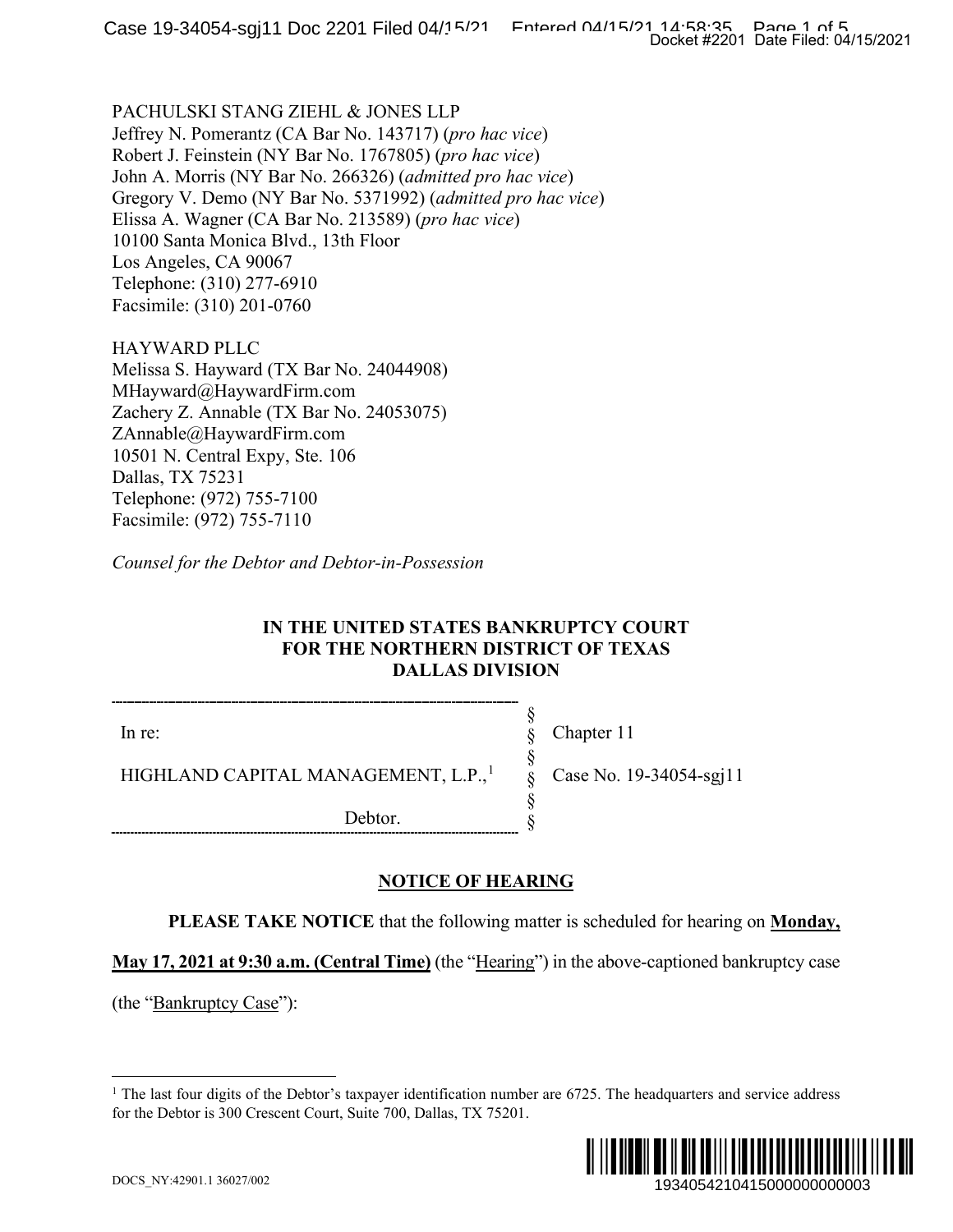PACHULSKI STANG ZIEHL & JONES LLP
Jeffrey N. Pomerantz (CA Bar No. 143717) (*pro hac vice*)
Robert J. Feinstein (NY Bar No. 1767805) (*pro hac vice*)
John A. Morris (NY Bar No. 266326) (*admitted pro hac vice*)
Gregory V. Demo (NY Bar No. 5371992) (*admitted pro hac vice*)
Elissa A. Wagner (CA Bar No. 213589) (*pro hac vice*)
10100 Santa Monica Blvd., 13th Floor
Los Angeles, CA 90067
Telephone: (310) 277-6910
Facsimile: (310) 201-0760

HAYWARD PLLC
Melissa S. Hayward (TX Bar No. 24044908)
MHayward@HaywardFirm.com
Zachery Z. Annable (TX Bar No. 24053075)
ZAnnable@HaywardFirm.com
10501 N. Central Expy, Ste. 106
Dallas, TX 75231
Telephone: (972) 755-7100
Facsimile: (972) 755-7110

*Counsel for the Debtor and Debtor-in-Possession*

**IN THE UNITED STATES BANKRUPTCY COURT**
**FOR THE NORTHERN DISTRICT OF TEXAS**
**DALLAS DIVISION**

| | | |
|---|---|---|
| In re: | § | Chapter 11 |
| | § | |
| HIGHLAND CAPITAL MANAGEMENT, L.P.,[1] | § | Case No. 19-34054-sgj11 |
| | § | |
| Debtor. | § | |

**NOTICE OF HEARING**

**PLEASE TAKE NOTICE** that the following matter is scheduled for hearing on **Monday, May 17, 2021 at 9:30 a.m. (Central Time)** (the "Hearing") in the above-captioned bankruptcy case (the "Bankruptcy Case"):

[1] The last four digits of the Debtor's taxpayer identification number are 6725. The headquarters and service address for the Debtor is 300 Crescent Court, Suite 700, Dallas, TX 75201.

DOCS_NY:42901.1 36027/002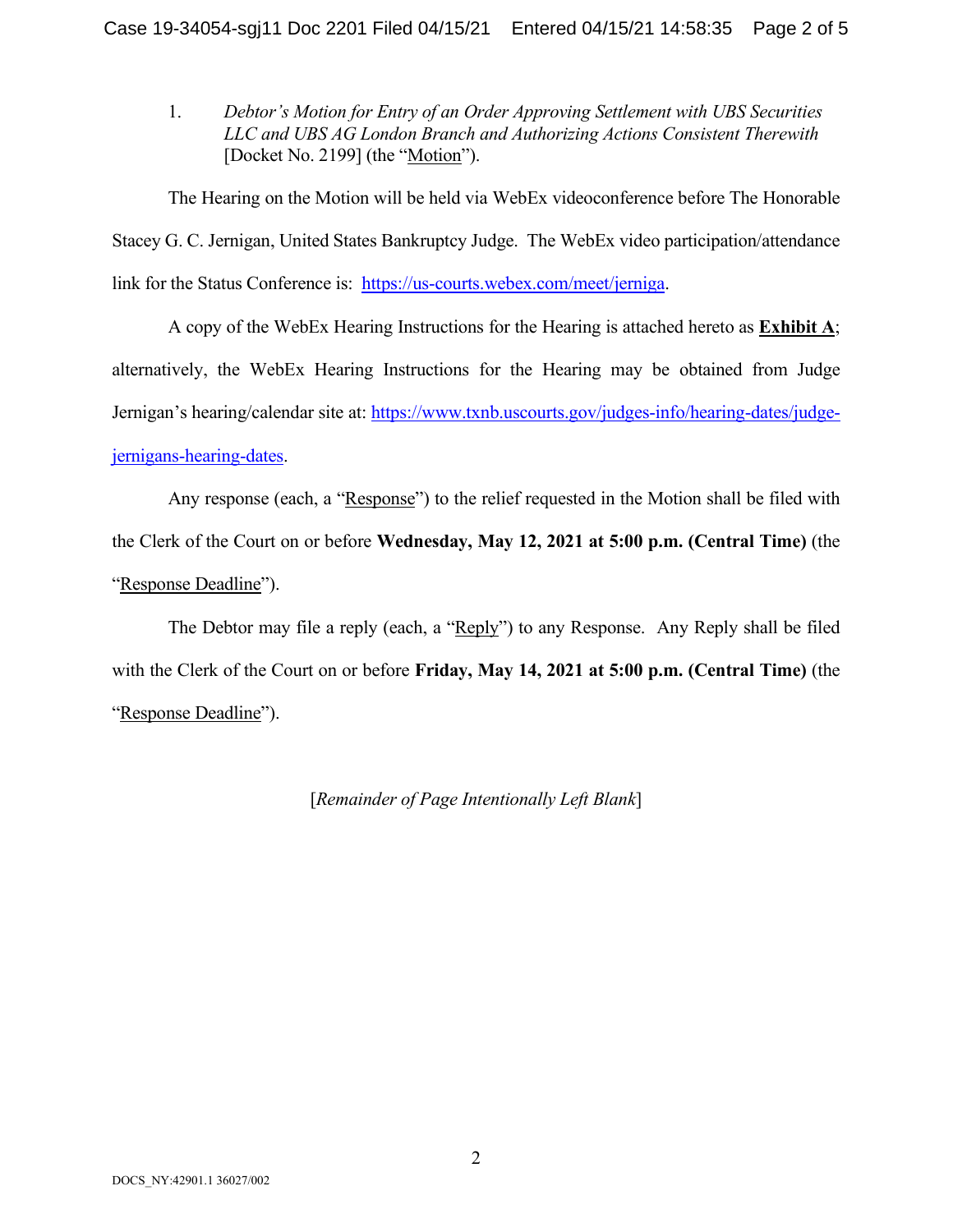1. *Debtor's Motion for Entry of an Order Approving Settlement with UBS Securities LLC and UBS AG London Branch and Authorizing Actions Consistent Therewith* [Docket No. 2199] (the "Motion").

The Hearing on the Motion will be held via WebEx videoconference before The Honorable Stacey G. C. Jernigan, United States Bankruptcy Judge. The WebEx video participation/attendance link for the Status Conference is: https://us-courts.webex.com/meet/jerniga.

A copy of the WebEx Hearing Instructions for the Hearing is attached hereto as **Exhibit A**; alternatively, the WebEx Hearing Instructions for the Hearing may be obtained from Judge Jernigan's hearing/calendar site at: https://www.txnb.uscourts.gov/judges-info/hearing-dates/judge-jernigans-hearing-dates.

Any response (each, a "Response") to the relief requested in the Motion shall be filed with the Clerk of the Court on or before **Wednesday, May 12, 2021 at 5:00 p.m. (Central Time)** (the "Response Deadline").

The Debtor may file a reply (each, a "Reply") to any Response. Any Reply shall be filed with the Clerk of the Court on or before **Friday, May 14, 2021 at 5:00 p.m. (Central Time)** (the "Response Deadline").

[*Remainder of Page Intentionally Left Blank*]

DOCS_NY:42901.1 36027/002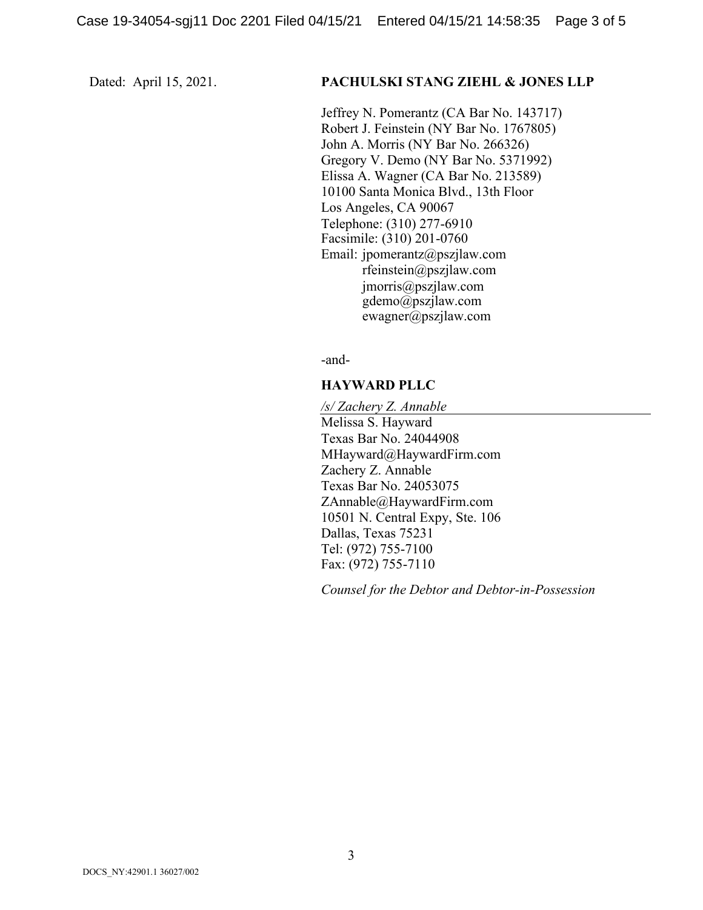Dated: April 15, 2021.

**PACHULSKI STANG ZIEHL & JONES LLP**

Jeffrey N. Pomerantz (CA Bar No. 143717)
Robert J. Feinstein (NY Bar No. 1767805)
John A. Morris (NY Bar No. 266326)
Gregory V. Demo (NY Bar No. 5371992)
Elissa A. Wagner (CA Bar No. 213589)
10100 Santa Monica Blvd., 13th Floor
Los Angeles, CA 90067
Telephone: (310) 277-6910
Facsimile: (310) 201-0760
Email: jpomerantz@pszjlaw.com
rfeinstein@pszjlaw.com
jmorris@pszjlaw.com
gdemo@pszjlaw.com
ewagner@pszjlaw.com

-and-

**HAYWARD PLLC**

*/s/ Zachery Z. Annable*
Melissa S. Hayward
Texas Bar No. 24044908
MHayward@HaywardFirm.com
Zachery Z. Annable
Texas Bar No. 24053075
ZAnnable@HaywardFirm.com
10501 N. Central Expy, Ste. 106
Dallas, Texas 75231
Tel: (972) 755-7100
Fax: (972) 755-7110

*Counsel for the Debtor and Debtor-in-Possession*

DOCS_NY:42901.1 36027/002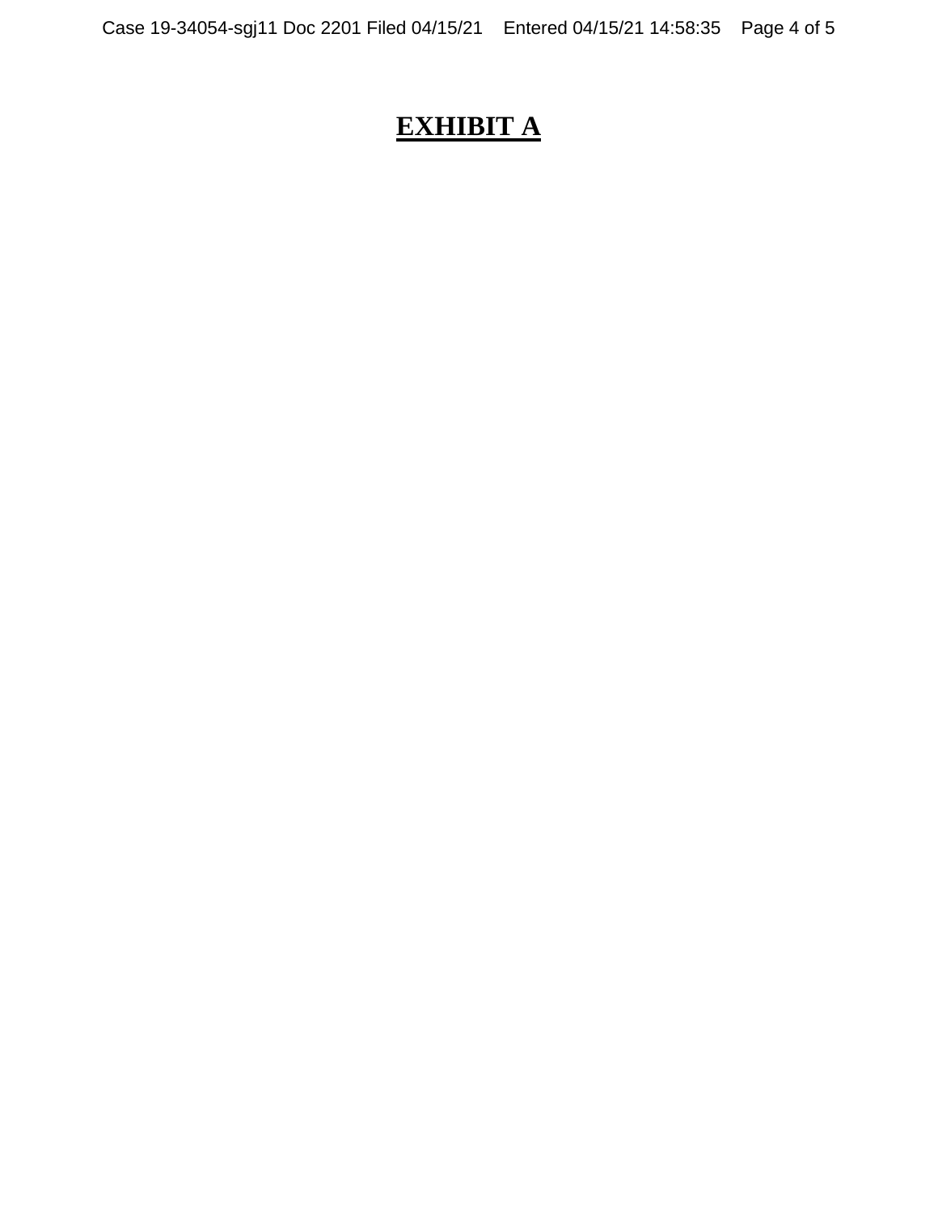# **EXHIBIT A**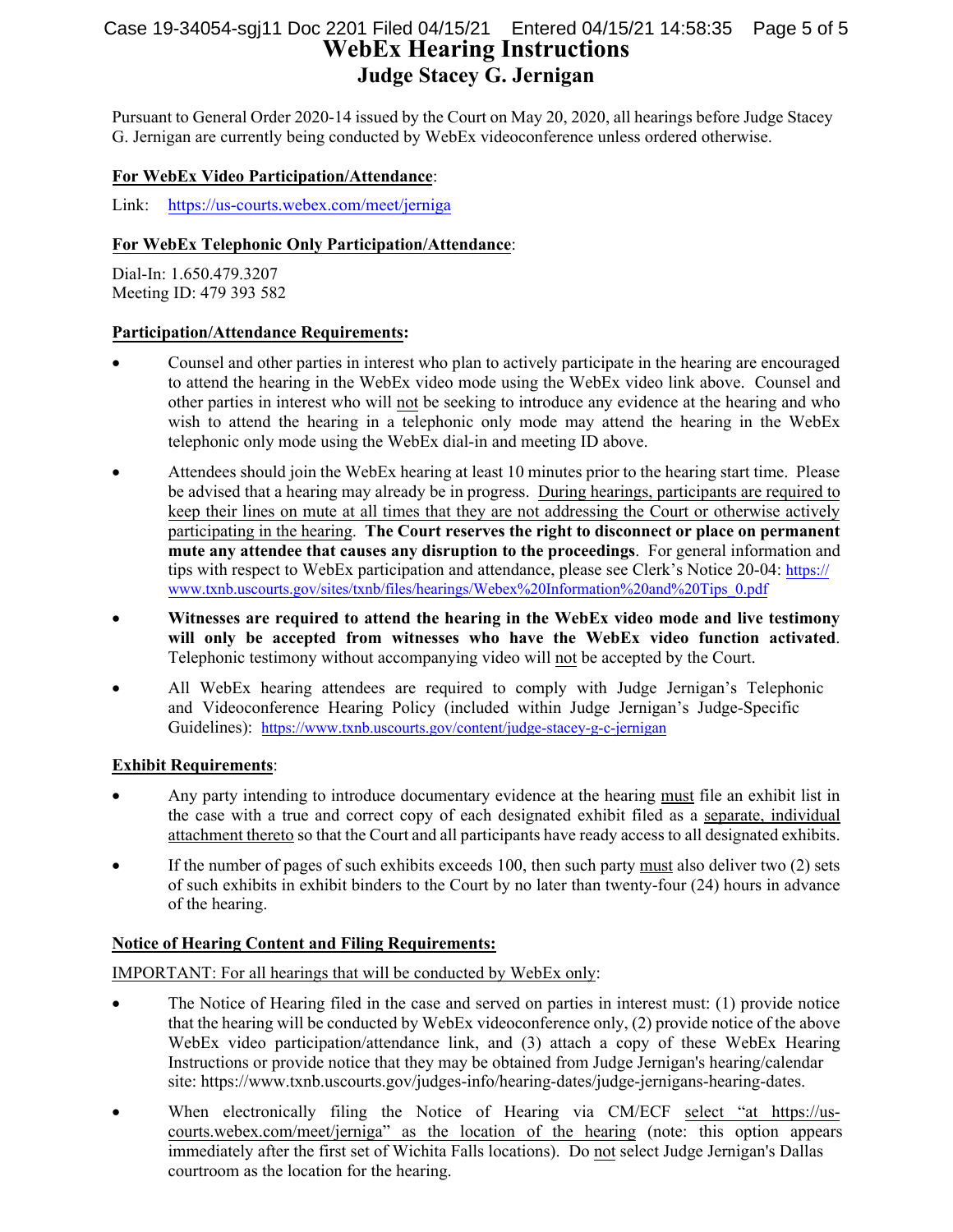# WebEx Hearing Instructions

## Judge Stacey G. Jernigan

Pursuant to General Order 2020-14 issued by the Court on May 20, 2020, all hearings before Judge Stacey G. Jernigan are currently being conducted by WebEx videoconference unless ordered otherwise.

**For WebEx Video Participation/Attendance**:

Link: https://us-courts.webex.com/meet/jerniga

**For WebEx Telephonic Only Participation/Attendance**:

Dial-In: 1.650.479.3207
Meeting ID: 479 393 582

**Participation/Attendance Requirements:**

- Counsel and other parties in interest who plan to actively participate in the hearing are encouraged to attend the hearing in the WebEx video mode using the WebEx video link above. Counsel and other parties in interest who will not be seeking to introduce any evidence at the hearing and who wish to attend the hearing in a telephonic only mode may attend the hearing in the WebEx telephonic only mode using the WebEx dial-in and meeting ID above.
- Attendees should join the WebEx hearing at least 10 minutes prior to the hearing start time. Please be advised that a hearing may already be in progress. During hearings, participants are required to keep their lines on mute at all times that they are not addressing the Court or otherwise actively participating in the hearing. **The Court reserves the right to disconnect or place on permanent mute any attendee that causes any disruption to the proceedings**. For general information and tips with respect to WebEx participation and attendance, please see Clerk's Notice 20-04: https://www.txnb.uscourts.gov/sites/txnb/files/hearings/Webex%20Information%20and%20Tips_0.pdf
- **Witnesses are required to attend the hearing in the WebEx video mode and live testimony will only be accepted from witnesses who have the WebEx video function activated**. Telephonic testimony without accompanying video will not be accepted by the Court.
- All WebEx hearing attendees are required to comply with Judge Jernigan's Telephonic and Videoconference Hearing Policy (included within Judge Jernigan's Judge-Specific Guidelines): https://www.txnb.uscourts.gov/content/judge-stacey-g-c-jernigan

**Exhibit Requirements**:

- Any party intending to introduce documentary evidence at the hearing must file an exhibit list in the case with a true and correct copy of each designated exhibit filed as a separate, individual attachment thereto so that the Court and all participants have ready access to all designated exhibits.
- If the number of pages of such exhibits exceeds 100, then such party must also deliver two (2) sets of such exhibits in exhibit binders to the Court by no later than twenty-four (24) hours in advance of the hearing.

**Notice of Hearing Content and Filing Requirements:**

IMPORTANT: For all hearings that will be conducted by WebEx only:

- The Notice of Hearing filed in the case and served on parties in interest must: (1) provide notice that the hearing will be conducted by WebEx videoconference only, (2) provide notice of the above WebEx video participation/attendance link, and (3) attach a copy of these WebEx Hearing Instructions or provide notice that they may be obtained from Judge Jernigan's hearing/calendar site: https://www.txnb.uscourts.gov/judges-info/hearing-dates/judge-jernigans-hearing-dates.
- When electronically filing the Notice of Hearing via CM/ECF select "at https://us-courts.webex.com/meet/jerniga" as the location of the hearing (note: this option appears immediately after the first set of Wichita Falls locations). Do not select Judge Jernigan's Dallas courtroom as the location for the hearing.